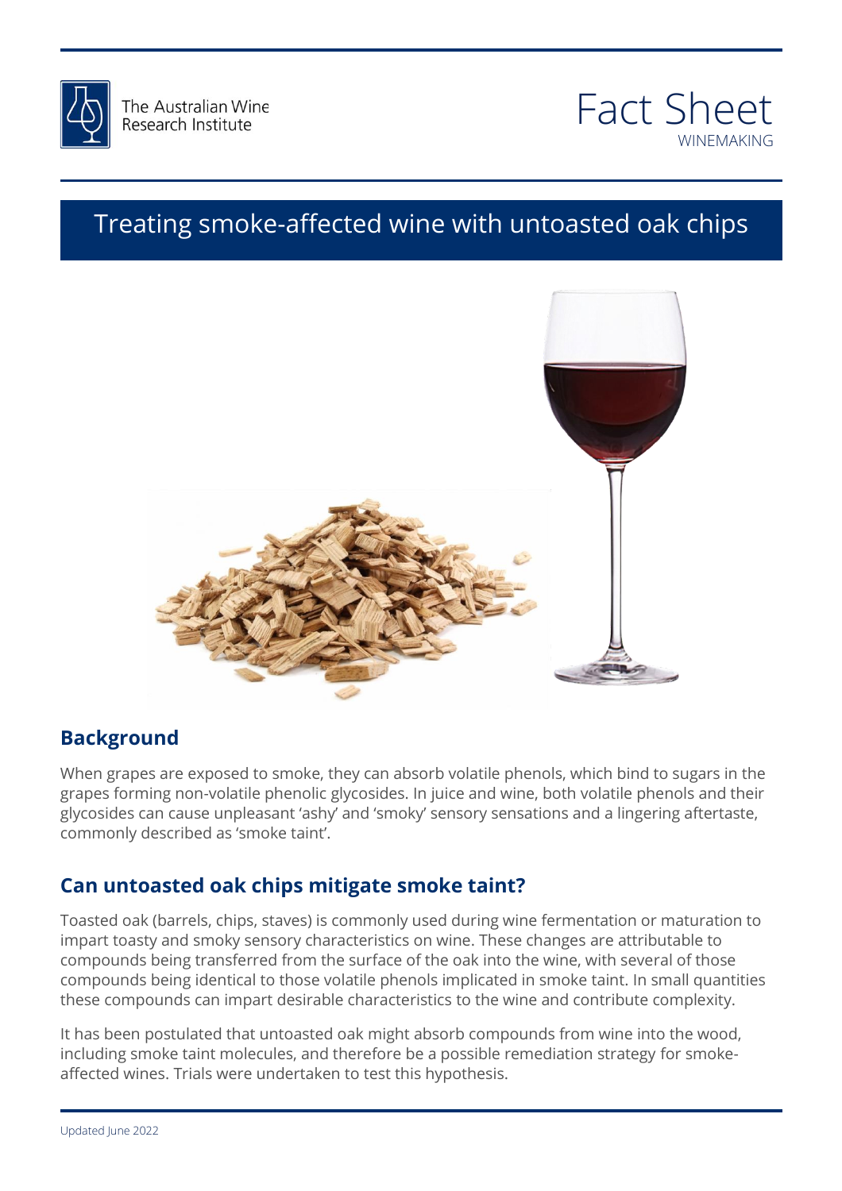The Australian Wine Research Institute

# Fact Sheet

WINEMAKING

## Treating smoke-affected wine with untoasted oak chips

### Background

When grapes are exposed to smoke, they can absorb volatile phenols, which bind to sugars in the grapes forming non-volatile phenolic glycosides. In juice and wine, both volatile phenols and their glycosides can cause unpleasant 'ashy' and 'smoky' sensory sensations and a lingering aftertaste, commonly described as 'smoke taint'.

### Can untoasted oak chips mitigate smoke taint?

Toasted oak (barrels, chips, staves) is commonly used during wine fermentation or maturation to impart toasty and smoky sensory characteristics on wine. These changes are attributable to compounds being transferred from the surface of the oak into the wine, with several of those compounds being identical to those volatile phenols implicated in smoke taint. In small quantities these compounds can impart desirable characteristics to the wine and contribute complexity.

It has been postulated that untoasted oak might absorb compounds from wine into the wood, including smoke taint molecules, and therefore be a possible remediation strategy for smoke-affected wines. Trials were undertaken to test this hypothesis.

Updated June 2022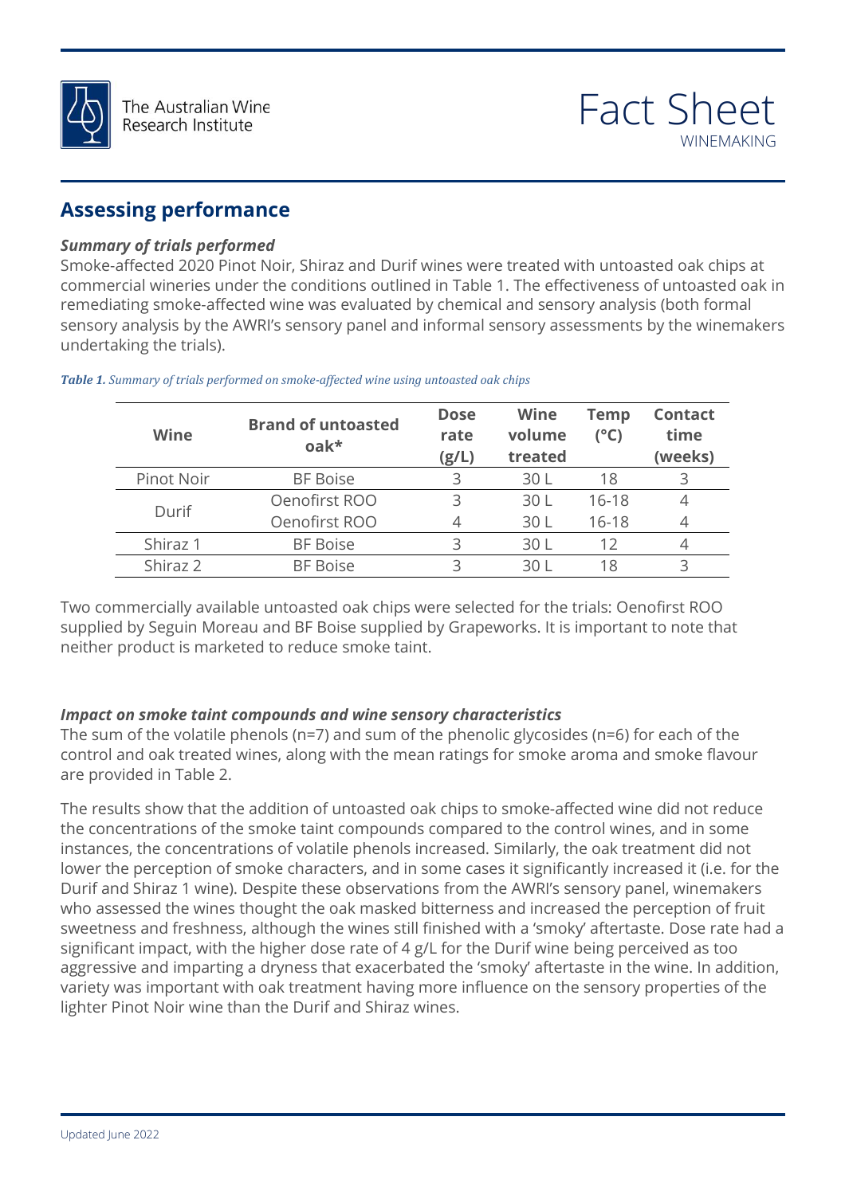## Assessing performance

***Summary of trials performed***

Smoke-affected 2020 Pinot Noir, Shiraz and Durif wines were treated with untoasted oak chips at commercial wineries under the conditions outlined in Table 1. The effectiveness of untoasted oak in remediating smoke-affected wine was evaluated by chemical and sensory analysis (both formal sensory analysis by the AWRI's sensory panel and informal sensory assessments by the winemakers undertaking the trials).

***Table 1.*** *Summary of trials performed on smoke-affected wine using untoasted oak chips*

| Wine | Brand of untoasted oak* | Dose rate (g/L) | Wine volume treated | Temp (°C) | Contact time (weeks) |
|---|---|---|---|---|---|
| Pinot Noir | BF Boise | 3 | 30 L | 18 | 3 |
| Durif | Oenofirst ROO | 3 | 30 L | 16-18 | 4 |
| | Oenofirst ROO | 4 | 30 L | 16-18 | 4 |
| Shiraz 1 | BF Boise | 3 | 30 L | 12 | 4 |
| Shiraz 2 | BF Boise | 3 | 30 L | 18 | 3 |

Two commercially available untoasted oak chips were selected for the trials: Oenofirst ROO supplied by Seguin Moreau and BF Boise supplied by Grapeworks. It is important to note that neither product is marketed to reduce smoke taint.

***Impact on smoke taint compounds and wine sensory characteristics***

The sum of the volatile phenols (n=7) and sum of the phenolic glycosides (n=6) for each of the control and oak treated wines, along with the mean ratings for smoke aroma and smoke flavour are provided in Table 2.

The results show that the addition of untoasted oak chips to smoke-affected wine did not reduce the concentrations of the smoke taint compounds compared to the control wines, and in some instances, the concentrations of volatile phenols increased. Similarly, the oak treatment did not lower the perception of smoke characters, and in some cases it significantly increased it (i.e. for the Durif and Shiraz 1 wine). Despite these observations from the AWRI's sensory panel, winemakers who assessed the wines thought the oak masked bitterness and increased the perception of fruit sweetness and freshness, although the wines still finished with a 'smoky' aftertaste. Dose rate had a significant impact, with the higher dose rate of 4 g/L for the Durif wine being perceived as too aggressive and imparting a dryness that exacerbated the 'smoky' aftertaste in the wine. In addition, variety was important with oak treatment having more influence on the sensory properties of the lighter Pinot Noir wine than the Durif and Shiraz wines.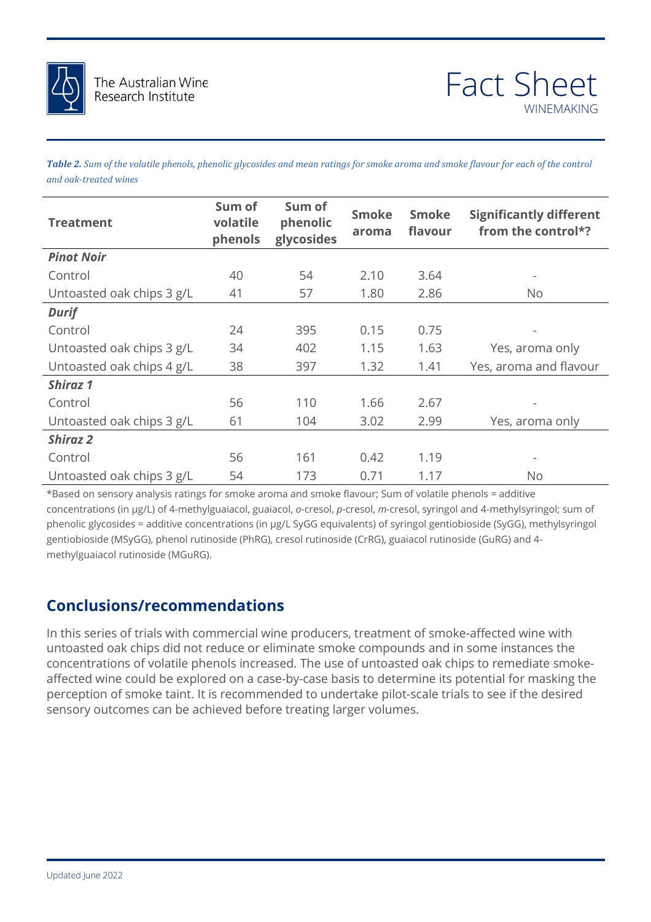***Table 2.*** *Sum of the volatile phenols, phenolic glycosides and mean ratings for smoke aroma and smoke flavour for each of the control and oak-treated wines*

| Treatment | Sum of volatile phenols | Sum of phenolic glycosides | Smoke aroma | Smoke flavour | Significantly different from the control*? |
|---|---|---|---|---|---|
| ***Pinot Noir*** | | | | | |
| Control | 40 | 54 | 2.10 | 3.64 | - |
| Untoasted oak chips 3 g/L | 41 | 57 | 1.80 | 2.86 | No |
| ***Durif*** | | | | | |
| Control | 24 | 395 | 0.15 | 0.75 | - |
| Untoasted oak chips 3 g/L | 34 | 402 | 1.15 | 1.63 | Yes, aroma only |
| Untoasted oak chips 4 g/L | 38 | 397 | 1.32 | 1.41 | Yes, aroma and flavour |
| ***Shiraz 1*** | | | | | |
| Control | 56 | 110 | 1.66 | 2.67 | - |
| Untoasted oak chips 3 g/L | 61 | 104 | 3.02 | 2.99 | Yes, aroma only |
| ***Shiraz 2*** | | | | | |
| Control | 56 | 161 | 0.42 | 1.19 | - |
| Untoasted oak chips 3 g/L | 54 | 173 | 0.71 | 1.17 | No |

*Based on sensory analysis ratings for smoke aroma and smoke flavour; Sum of volatile phenols = additive concentrations (in µg/L) of 4-methylguaiacol, guaiacol, *o*-cresol, *p*-cresol, *m*-cresol, syringol and 4-methylsyringol; sum of phenolic glycosides = additive concentrations (in µg/L SyGG equivalents) of syringol gentiobioside (SyGG), methylsyringol gentiobioside (MSyGG), phenol rutinoside (PhRG), cresol rutinoside (CrRG), guaiacol rutinoside (GuRG) and 4-methylguaiacol rutinoside (MGuRG).

## Conclusions/recommendations

In this series of trials with commercial wine producers, treatment of smoke-affected wine with untoasted oak chips did not reduce or eliminate smoke compounds and in some instances the concentrations of volatile phenols increased. The use of untoasted oak chips to remediate smoke-affected wine could be explored on a case-by-case basis to determine its potential for masking the perception of smoke taint. It is recommended to undertake pilot-scale trials to see if the desired sensory outcomes can be achieved before treating larger volumes.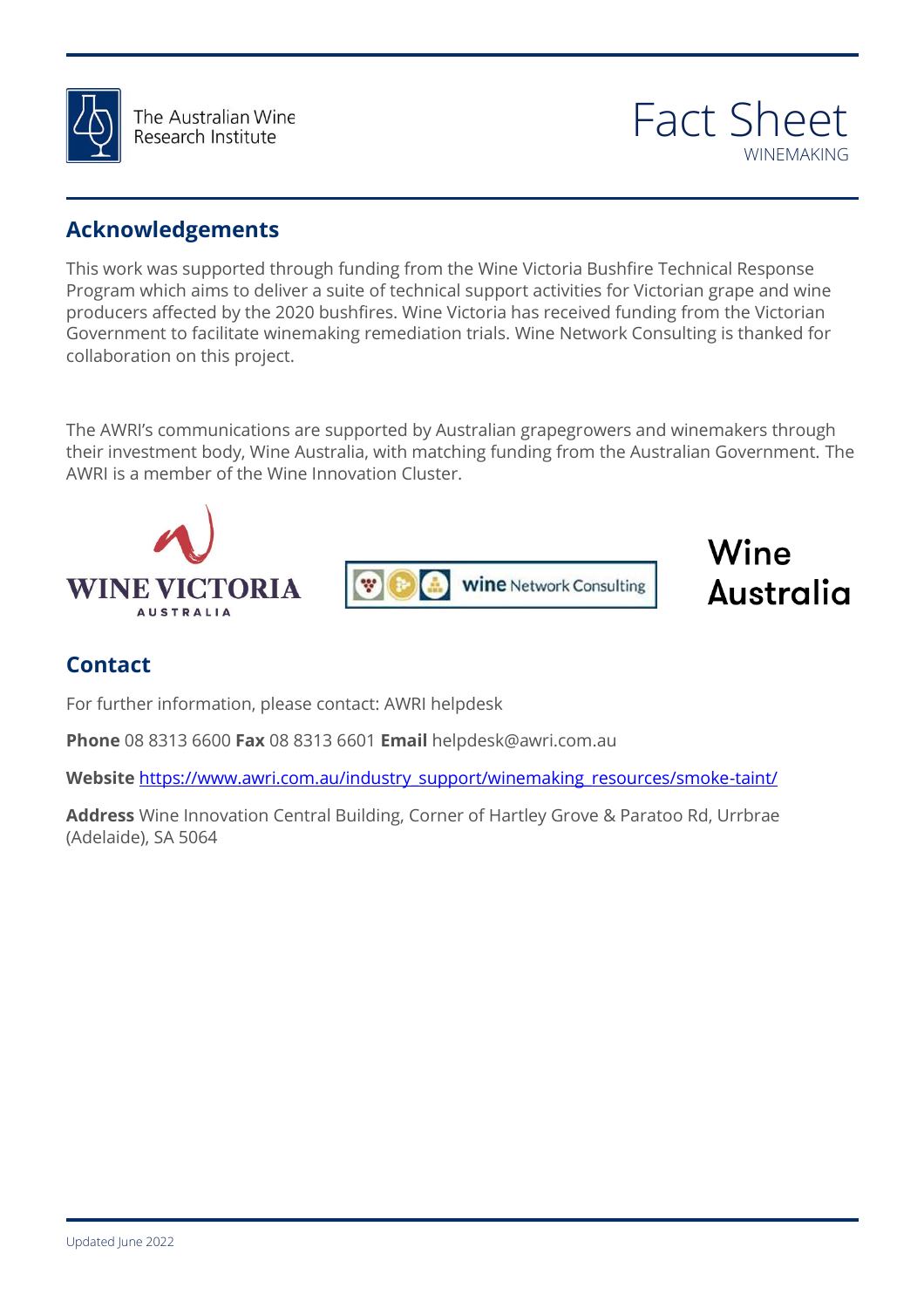## Acknowledgements

This work was supported through funding from the Wine Victoria Bushfire Technical Response Program which aims to deliver a suite of technical support activities for Victorian grape and wine producers affected by the 2020 bushfires. Wine Victoria has received funding from the Victorian Government to facilitate winemaking remediation trials. Wine Network Consulting is thanked for collaboration on this project.

The AWRI's communications are supported by Australian grapegrowers and winemakers through their investment body, Wine Australia, with matching funding from the Australian Government. The AWRI is a member of the Wine Innovation Cluster.

## Contact

For further information, please contact: AWRI helpdesk

**Phone** 08 8313 6600 **Fax** 08 8313 6601 **Email** helpdesk@awri.com.au

**Website** [https://www.awri.com.au/industry_support/winemaking_resources/smoke-taint/](https://www.awri.com.au/industry_support/winemaking_resources/smoke-taint/)

**Address** Wine Innovation Central Building, Corner of Hartley Grove & Paratoo Rd, Urrbrae (Adelaide), SA 5064

Updated June 2022